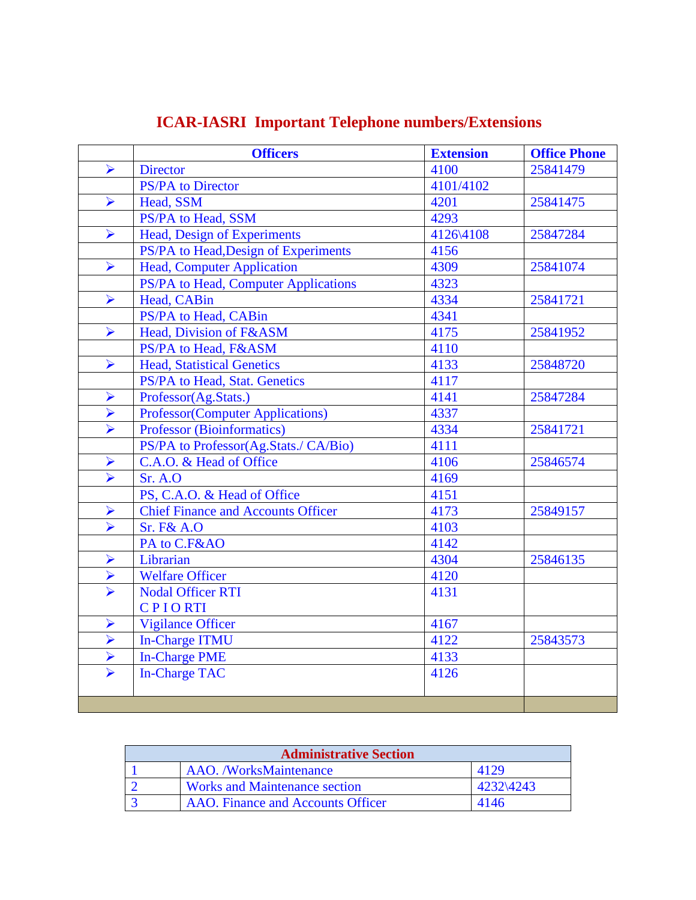# ICAR-IASRI Important Telephone numbers/Extensions

| | Officers | Extension | Office Phone |
|---|---|---|---|
| ➢ | Director | 4100 | 25841479 |
| | PS/PA to Director | 4101/4102 | |
| ➢ | Head, SSM | 4201 | 25841475 |
| | PS/PA to Head, SSM | 4293 | |
| ➢ | Head, Design of Experiments | 4126\4108 | 25847284 |
| | PS/PA to Head,Design of Experiments | 4156 | |
| ➢ | Head, Computer Application | 4309 | 25841074 |
| | PS/PA to Head, Computer Applications | 4323 | |
| ➢ | Head, CABin | 4334 | 25841721 |
| | PS/PA to Head, CABin | 4341 | |
| ➢ | Head, Division of F&ASM | 4175 | 25841952 |
| | PS/PA to Head, F&ASM | 4110 | |
| ➢ | Head, Statistical Genetics | 4133 | 25848720 |
| | PS/PA to Head, Stat. Genetics | 4117 | |
| ➢ | Professor(Ag.Stats.) | 4141 | 25847284 |
| ➢ | Professor(Computer Applications) | 4337 | |
| ➢ | Professor (Bioinformatics) | 4334 | 25841721 |
| | PS/PA to Professor(Ag.Stats./ CA/Bio) | 4111 | |
| ➢ | C.A.O. & Head of Office | 4106 | 25846574 |
| ➢ | Sr. A.O | 4169 | |
| | PS, C.A.O. & Head of Office | 4151 | |
| ➢ | Chief Finance and Accounts Officer | 4173 | 25849157 |
| ➢ | Sr. F& A.O | 4103 | |
| | PA to C.F&AO | 4142 | |
| ➢ | Librarian | 4304 | 25846135 |
| ➢ | Welfare Officer | 4120 | |
| ➢ | Nodal Officer RTI<br>C P I O RTI | 4131 | |
| ➢ | Vigilance Officer | 4167 | |
| ➢ | In-Charge ITMU | 4122 | 25843573 |
| ➢ | In-Charge PME | 4133 | |
| ➢ | In-Charge TAC | 4126 | |

| Administrative Section | | |
|---|---|---|
| 1 | AAO. /WorksMaintenance | 4129 |
| 2 | Works and Maintenance section | 4232\4243 |
| 3 | AAO. Finance and Accounts Officer | 4146 |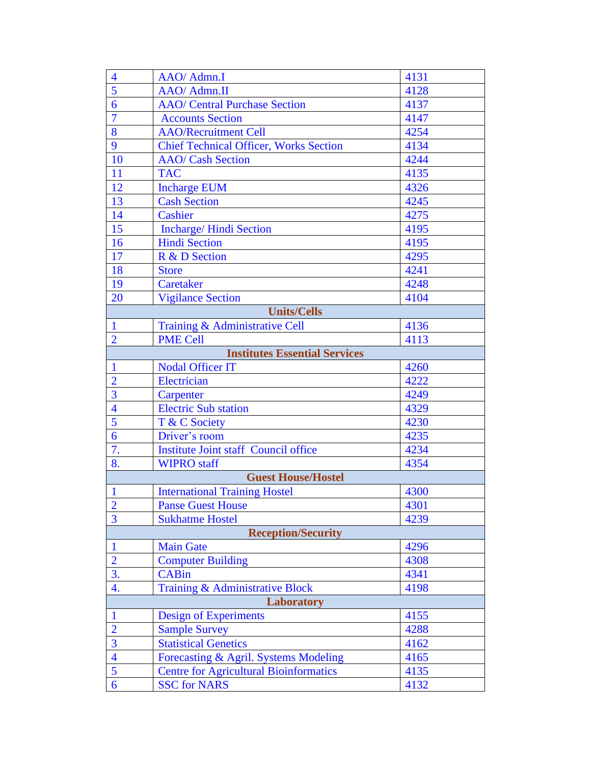| | | |
|---|---|---|
| 4 | AAO/ Admn.I | 4131 |
| 5 | AAO/ Admn.II | 4128 |
| 6 | AAO/ Central Purchase Section | 4137 |
| 7 | Accounts Section | 4147 |
| 8 | AAO/Recruitment Cell | 4254 |
| 9 | Chief Technical Officer, Works Section | 4134 |
| 10 | AAO/ Cash Section | 4244 |
| 11 | TAC | 4135 |
| 12 | Incharge EUM | 4326 |
| 13 | Cash Section | 4245 |
| 14 | Cashier | 4275 |
| 15 | Incharge/ Hindi Section | 4195 |
| 16 | Hindi Section | 4195 |
| 17 | R & D Section | 4295 |
| 18 | Store | 4241 |
| 19 | Caretaker | 4248 |
| 20 | Vigilance Section | 4104 |
| **Units/Cells** | | |
| 1 | Training & Administrative Cell | 4136 |
| 2 | PME Cell | 4113 |
| **Institutes Essential Services** | | |
| 1 | Nodal Officer IT | 4260 |
| 2 | Electrician | 4222 |
| 3 | Carpenter | 4249 |
| 4 | Electric Sub station | 4329 |
| 5 | T & C Society | 4230 |
| 6 | Driver's room | 4235 |
| 7. | Institute Joint staff Council office | 4234 |
| 8. | WIPRO staff | 4354 |
| **Guest House/Hostel** | | |
| 1 | International Training Hostel | 4300 |
| 2 | Panse Guest House | 4301 |
| 3 | Sukhatme Hostel | 4239 |
| **Reception/Security** | | |
| 1 | Main Gate | 4296 |
| 2 | Computer Building | 4308 |
| 3. | CABin | 4341 |
| 4. | Training & Administrative Block | 4198 |
| **Laboratory** | | |
| 1 | Design of Experiments | 4155 |
| 2 | Sample Survey | 4288 |
| 3 | Statistical Genetics | 4162 |
| 4 | Forecasting & Agril. Systems Modeling | 4165 |
| 5 | Centre for Agricultural Bioinformatics | 4135 |
| 6 | SSC for NARS | 4132 |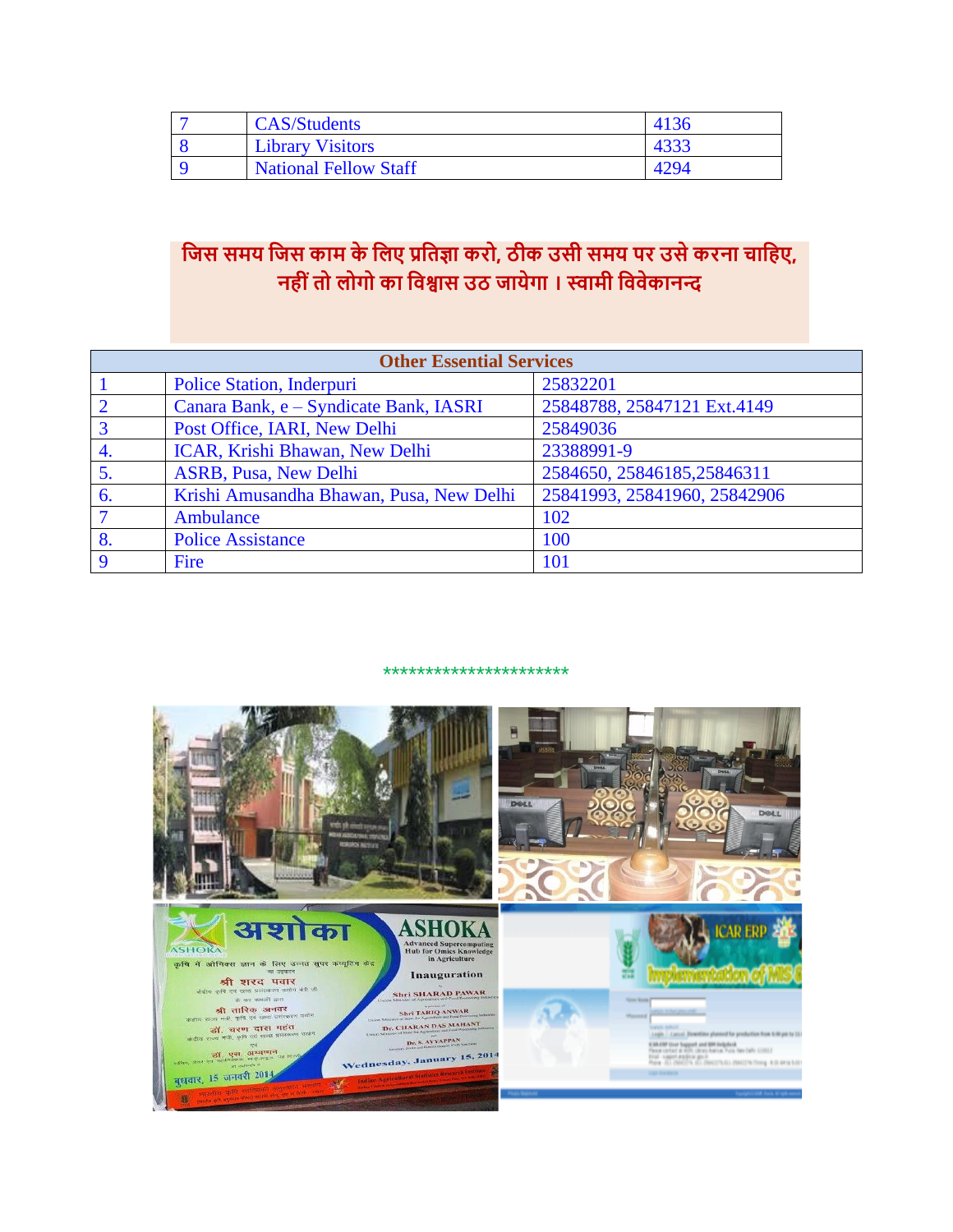| 7 | CAS/Students | 4136 |
|---|---|---|
| 8 | Library Visitors | 4333 |
| 9 | National Fellow Staff | 4294 |

**जिस समय जिस काम के लिए प्रतिज्ञा करो, ठीक उसी समय पर उसे करना चाहिए, नहीं तो लोगो का विश्वास उठ जायेगा । स्वामी विवेकानन्द**

| Other Essential Services | | |
|---|---|---|
| 1 | Police Station, Inderpuri | 25832201 |
| 2 | Canara Bank, e – Syndicate Bank, IASRI | 25848788, 25847121 Ext.4149 |
| 3 | Post Office, IARI, New Delhi | 25849036 |
| 4. | ICAR, Krishi Bhawan, New Delhi | 23388991-9 |
| 5. | ASRB, Pusa, New Delhi | 2584650, 25846185,25846311 |
| 6. | Krishi Amusandha Bhawan, Pusa, New Delhi | 25841993, 25841960, 25842906 |
| 7 | Ambulance | 102 |
| 8. | Police Assistance | 100 |
| 9 | Fire | 101 |

**********************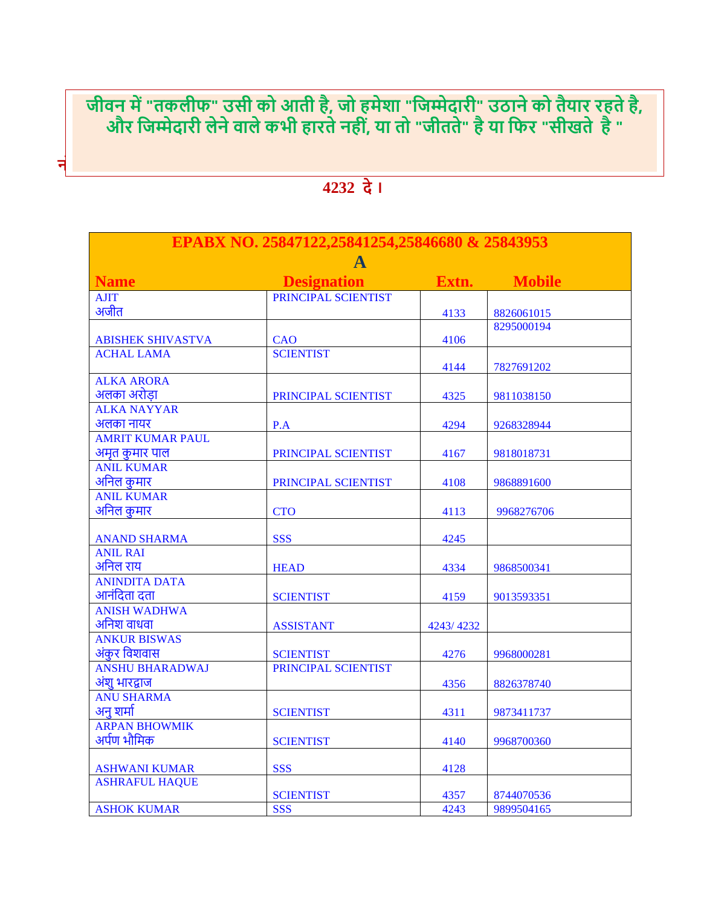जीवन में "तकलीफ" उसी को आती है, जो हमेशा "जिम्मेदारी" उठाने को तैयार रहते है, और जिम्मेदारी लेने वाले कभी हारते नहीं, या तो "जीतते" है या फिर "सीखते है "

न

**4232 दे ।**

| EPABX NO. 25847122,25841254,25846680 & 25843953 | | | |
|---|---|---|---|
| **A** | | | |
| **Name** | **Designation** | **Extn.** | **Mobile** |
| AJIT<br>अजीत | PRINCIPAL SCIENTIST | 4133 | 8826061015 |
| ABISHEK SHIVASTVA | CAO | 4106 | 8295000194 |
| ACHAL LAMA | SCIENTIST | 4144 | 7827691202 |
| ALKA ARORA<br>अलका अरोड़ा | PRINCIPAL SCIENTIST | 4325 | 9811038150 |
| ALKA NAYYAR<br>अलका नायर | P.A | 4294 | 9268328944 |
| AMRIT KUMAR PAUL<br>अमृत कुमार पाल | PRINCIPAL SCIENTIST | 4167 | 9818018731 |
| ANIL KUMAR<br>अनिल कुमार | PRINCIPAL SCIENTIST | 4108 | 9868891600 |
| ANIL KUMAR<br>अनिल कुमार | CTO | 4113 | 9968276706 |
| ANAND SHARMA | SSS | 4245 | |
| ANIL RAI<br>अनिल राय | HEAD | 4334 | 9868500341 |
| ANINDITA DATA<br>आनंदिता दता | SCIENTIST | 4159 | 9013593351 |
| ANISH WADHWA<br>अनिश वाधवा | ASSISTANT | 4243/ 4232 | |
| ANKUR BISWAS<br>अंकुर विशवास | SCIENTIST | 4276 | 9968000281 |
| ANSHU BHARADWAJ<br>अंशु भारद्वाज | PRINCIPAL SCIENTIST | 4356 | 8826378740 |
| ANU SHARMA<br>अनु शर्मा | SCIENTIST | 4311 | 9873411737 |
| ARPAN BHOWMIK<br>अर्पण भौमिक | SCIENTIST | 4140 | 9968700360 |
| ASHWANI KUMAR | SSS | 4128 | |
| ASHRAFUL HAQUE | SCIENTIST | 4357 | 8744070536 |
| ASHOK KUMAR | SSS | 4243 | 9899504165 |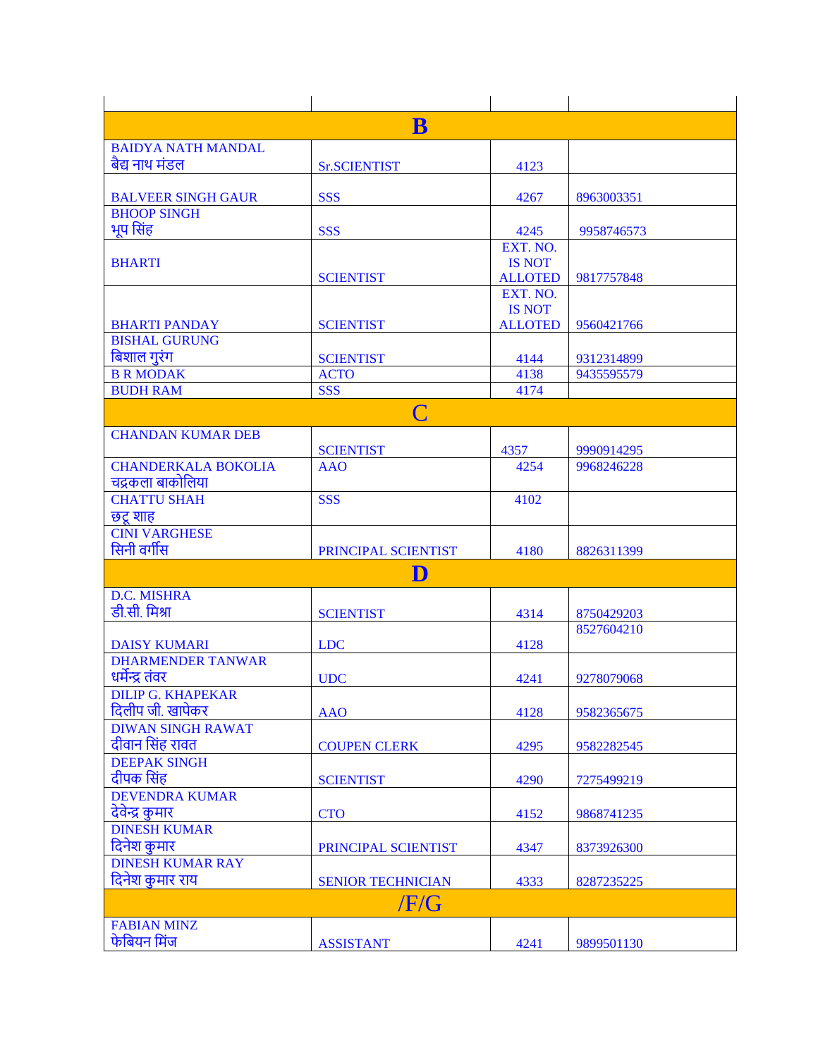| | | | |
|---|---|---|---|
| **B** | | | |
| BAIDYA NATH MANDAL बैद्य नाथ मंडल | Sr.SCIENTIST | 4123 | |
| BALVEER SINGH GAUR | SSS | 4267 | 8963003351 |
| BHOOP SINGH भूप सिंह | SSS | 4245 | 9958746573 |
| BHARTI | SCIENTIST | EXT. NO. IS NOT ALLOTED | 9817757848 |
| BHARTI PANDAY | SCIENTIST | EXT. NO. IS NOT ALLOTED | 9560421766 |
| BISHAL GURUNG बिशाल गुरुंग | SCIENTIST | 4144 | 9312314899 |
| B R MODAK | ACTO | 4138 | 9435595579 |
| BUDH RAM | SSS | 4174 | |
| **C** | | | |
| CHANDAN KUMAR DEB | SCIENTIST | 4357 | 9990914295 |
| CHANDERKALA BOKOLIA चद्रकला बाकोलिया | AAO | 4254 | 9968246228 |
| CHATTU SHAH छटू शाह | SSS | 4102 | |
| CINI VARGHESE सिनी वर्गीस | PRINCIPAL SCIENTIST | 4180 | 8826311399 |
| **D** | | | |
| D.C. MISHRA डी.सी. मिश्रा | SCIENTIST | 4314 | 8750429203 |
| DAISY KUMARI | LDC | 4128 | 8527604210 |
| DHARMENDER TANWAR धर्मेन्द्र तंवर | UDC | 4241 | 9278079068 |
| DILIP G. KHAPEKAR दिलीप जी. खापेकर | AAO | 4128 | 9582365675 |
| DIWAN SINGH RAWAT दीवान सिंह रावत | COUPEN CLERK | 4295 | 9582282545 |
| DEEPAK SINGH दीपक सिंह | SCIENTIST | 4290 | 7275499219 |
| DEVENDRA KUMAR देवेन्द्र कुमार | CTO | 4152 | 9868741235 |
| DINESH KUMAR दिनेश कुमार | PRINCIPAL SCIENTIST | 4347 | 8373926300 |
| DINESH KUMAR RAY दिनेश कुमार राय | SENIOR TECHNICIAN | 4333 | 8287235225 |
| **/F/G** | | | |
| FABIAN MINZ फेबियन मिंज | ASSISTANT | 4241 | 9899501130 |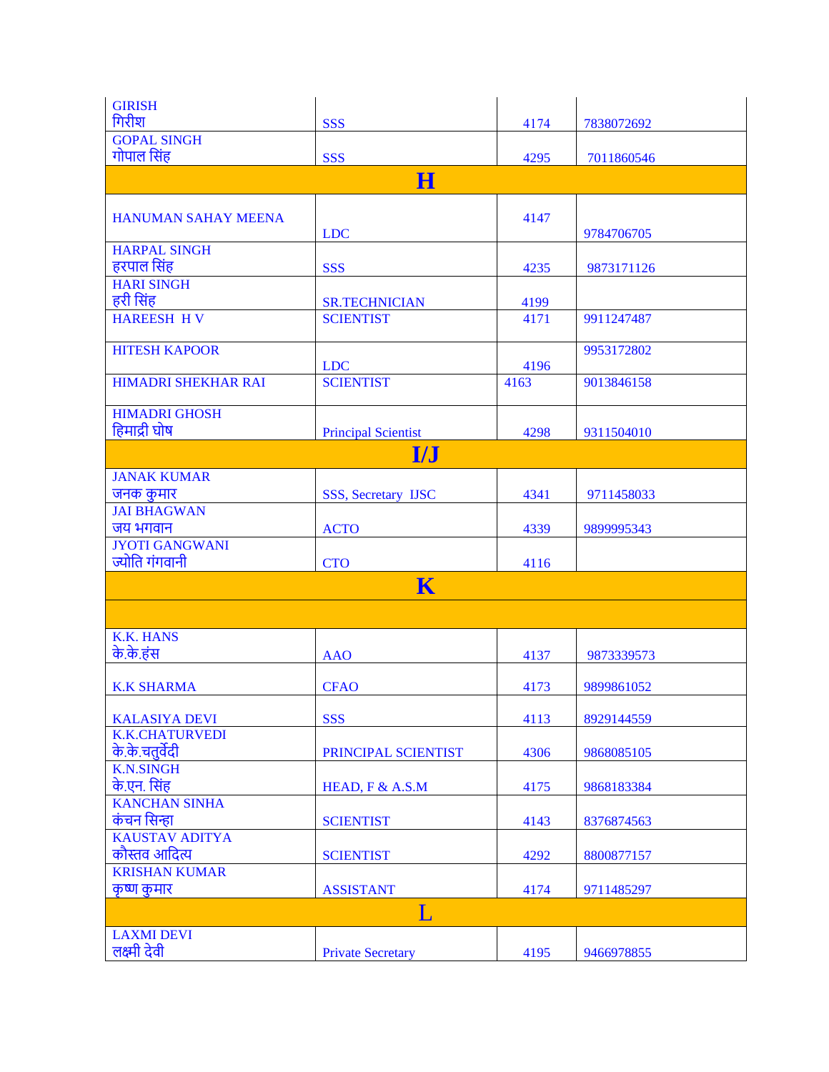| | | | |
|---|---|---|---|
| GIRISH<br>गिरीश | SSS | 4174 | 7838072692 |
| GOPAL SINGH<br>गोपाल सिंह | SSS | 4295 | 7011860546 |
| **H** | | | |
| HANUMAN SAHAY MEENA | LDC | 4147 | 9784706705 |
| HARPAL SINGH<br>हरपाल सिंह | SSS | 4235 | 9873171126 |
| HARI SINGH<br>हरी सिंह | SR.TECHNICIAN | 4199 | |
| HAREESH H V | SCIENTIST | 4171 | 9911247487 |
| HITESH KAPOOR | LDC | 4196 | 9953172802 |
| HIMADRI SHEKHAR RAI | SCIENTIST | 4163 | 9013846158 |
| HIMADRI GHOSH<br>हिमाद्री घोष | Principal Scientist | 4298 | 9311504010 |
| **I/J** | | | |
| JANAK KUMAR<br>जनक कुमार | SSS, Secretary IJSC | 4341 | 9711458033 |
| JAI BHAGWAN<br>जय भगवान | ACTO | 4339 | 9899995343 |
| JYOTI GANGWANI<br>ज्योति गंगवानी | CTO | 4116 | |
| **K** | | | |
| | | | |
| K.K. HANS<br>के.के.हंस | AAO | 4137 | 9873339573 |
| K.K SHARMA | CFAO | 4173 | 9899861052 |
| KALASIYA DEVI | SSS | 4113 | 8929144559 |
| K.K.CHATURVEDI<br>के.के.चतुर्वेदी | PRINCIPAL SCIENTIST | 4306 | 9868085105 |
| K.N.SINGH<br>के.एन. सिंह | HEAD, F & A.S.M | 4175 | 9868183384 |
| KANCHAN SINHA<br>कंचन सिन्हा | SCIENTIST | 4143 | 8376874563 |
| KAUSTAV ADITYA<br>कौस्तव आदित्य | SCIENTIST | 4292 | 8800877157 |
| KRISHAN KUMAR<br>कृष्ण कुमार | ASSISTANT | 4174 | 9711485297 |
| **L** | | | |
| LAXMI DEVI<br>लक्ष्मी देवी | Private Secretary | 4195 | 9466978855 |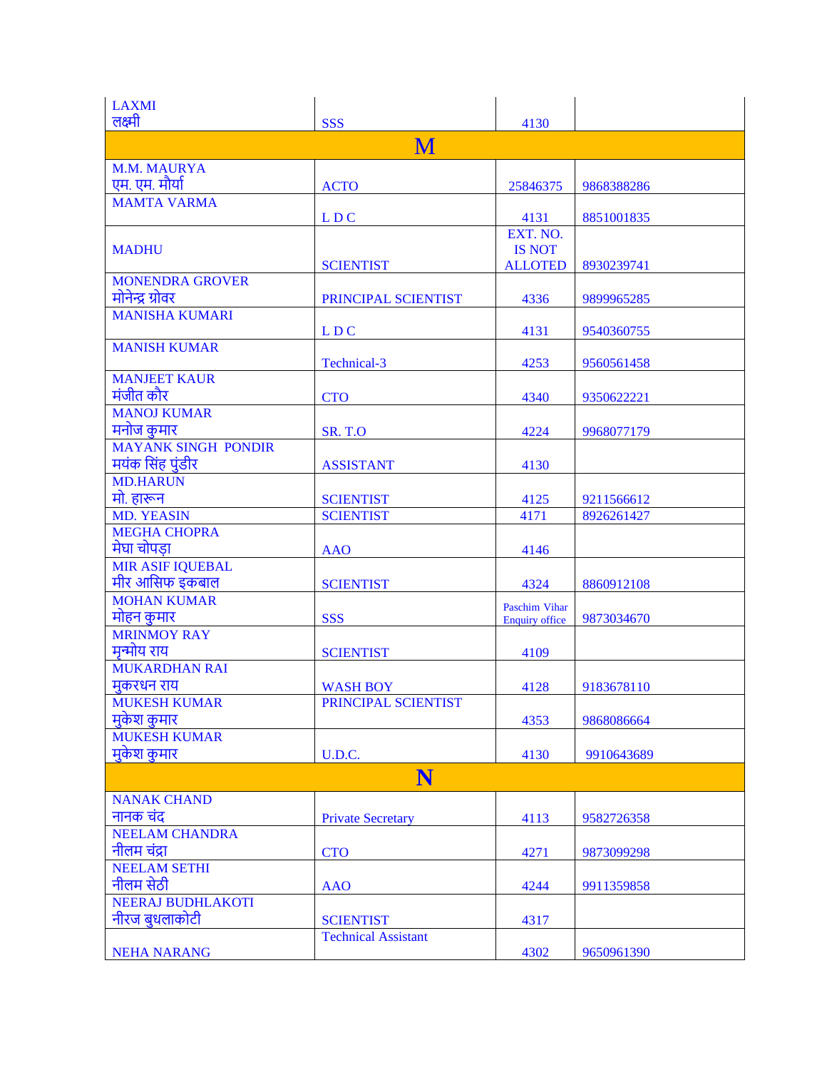| | | | |
|---|---|---|---|
| LAXMI लक्ष्मी | SSS | 4130 | |
| **M** | | | |
| M.M. MAURYA एम. एम. मौर्या | ACTO | 25846375 | 9868388286 |
| MAMTA VARMA | L D C | 4131 | 8851001835 |
| MADHU | SCIENTIST | EXT. NO. IS NOT ALLOTED | 8930239741 |
| MONENDRA GROVER मोनेन्द्र ग्रोवर | PRINCIPAL SCIENTIST | 4336 | 9899965285 |
| MANISHA KUMARI | L D C | 4131 | 9540360755 |
| MANISH KUMAR | Technical-3 | 4253 | 9560561458 |
| MANJEET KAUR मंजीत कौर | CTO | 4340 | 9350622221 |
| MANOJ KUMAR मनोज कुमार | SR. T.O | 4224 | 9968077179 |
| MAYANK SINGH PONDIR मयंक सिंह पुंडीर | ASSISTANT | 4130 | |
| MD.HARUN मो. हारून | SCIENTIST | 4125 | 9211566612 |
| MD. YEASIN | SCIENTIST | 4171 | 8926261427 |
| MEGHA CHOPRA मेघा चोपड़ा | AAO | 4146 | |
| MIR ASIF IQUEBAL मीर आसिफ इकबाल | SCIENTIST | 4324 | 8860912108 |
| MOHAN KUMAR मोहन कुमार | SSS | Paschim Vihar Enquiry office | 9873034670 |
| MRINMOY RAY मृन्मोय राय | SCIENTIST | 4109 | |
| MUKARDHAN RAI मुकरधन राय | WASH BOY | 4128 | 9183678110 |
| MUKESH KUMAR मुकेश कुमार | PRINCIPAL SCIENTIST | 4353 | 9868086664 |
| MUKESH KUMAR मुकेश कुमार | U.D.C. | 4130 | 9910643689 |
| **N** | | | |
| NANAK CHAND नानक चंद | Private Secretary | 4113 | 9582726358 |
| NEELAM CHANDRA नीलम चंद्रा | CTO | 4271 | 9873099298 |
| NEELAM SETHI नीलम सेठी | AAO | 4244 | 9911359858 |
| NEERAJ BUDHLAKOTI नीरज बुधलाकोटी | SCIENTIST | 4317 | |
| NEHA NARANG | Technical Assistant | 4302 | 9650961390 |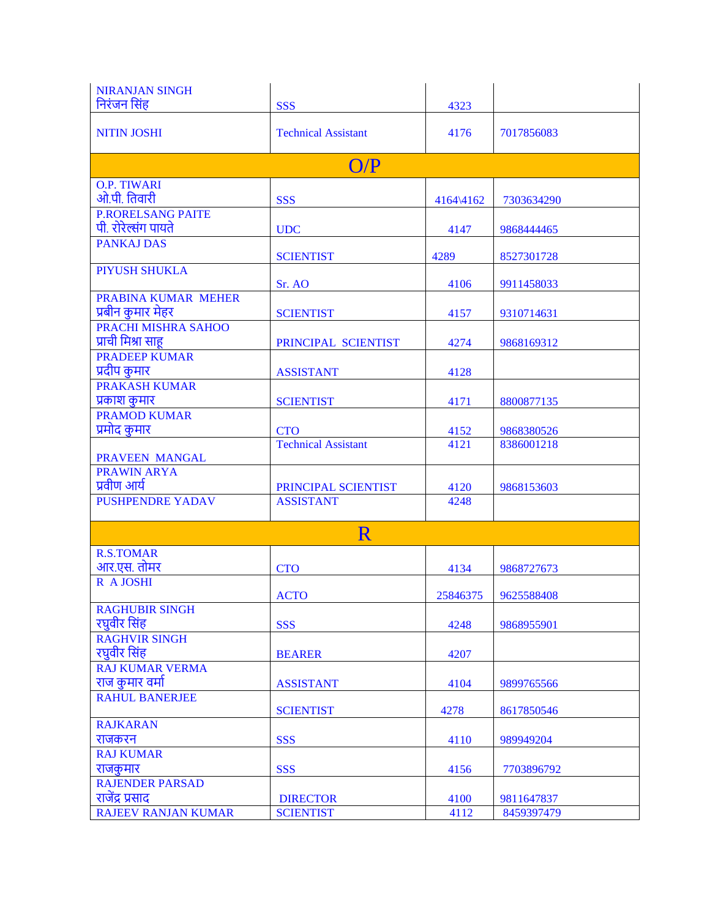| | | | |
|---|---|---|---|
| NIRANJAN SINGH<br>निरंजन सिंह | SSS | 4323 | |
| NITIN JOSHI | Technical Assistant | 4176 | 7017856083 |
| **O/P** | | | |
| O.P. TIWARI<br>ओ.पी. तिवारी | SSS | 4164\4162 | 7303634290 |
| P.RORELSANG PAITE<br>पी. रोरेल्संग पायते | UDC | 4147 | 9868444465 |
| PANKAJ DAS | SCIENTIST | 4289 | 8527301728 |
| PIYUSH SHUKLA | Sr. AO | 4106 | 9911458033 |
| PRABINA KUMAR MEHER<br>प्रबीन कुमार मेहर | SCIENTIST | 4157 | 9310714631 |
| PRACHI MISHRA SAHOO<br>प्राची मिश्रा साहू | PRINCIPAL SCIENTIST | 4274 | 9868169312 |
| PRADEEP KUMAR<br>प्रदीप कुमार | ASSISTANT | 4128 | |
| PRAKASH KUMAR<br>प्रकाश कुमार | SCIENTIST | 4171 | 8800877135 |
| PRAMOD KUMAR<br>प्रमोद कुमार | CTO | 4152 | 9868380526 |
| PRAVEEN MANGAL | Technical Assistant | 4121 | 8386001218 |
| PRAWIN ARYA<br>प्रवीण आर्य | PRINCIPAL SCIENTIST | 4120 | 9868153603 |
| PUSHPENDRE YADAV | ASSISTANT | 4248 | |
| **R** | | | |
| R.S.TOMAR<br>आर.एस. तोमर | CTO | 4134 | 9868727673 |
| R A JOSHI | ACTO | 25846375 | 9625588408 |
| RAGHUBIR SINGH<br>रघुवीर सिंह | SSS | 4248 | 9868955901 |
| RAGHVIR SINGH<br>रघुवीर सिंह | BEARER | 4207 | |
| RAJ KUMAR VERMA<br>राज कुमार वर्मा | ASSISTANT | 4104 | 9899765566 |
| RAHUL BANERJEE | SCIENTIST | 4278 | 8617850546 |
| RAJKARAN<br>राजकरन | SSS | 4110 | 989949204 |
| RAJ KUMAR<br>राजकुमार | SSS | 4156 | 7703896792 |
| RAJENDER PARSAD<br>राजेंद्र प्रसाद | DIRECTOR | 4100 | 9811647837 |
| RAJEEV RANJAN KUMAR | SCIENTIST | 4112 | 8459397479 |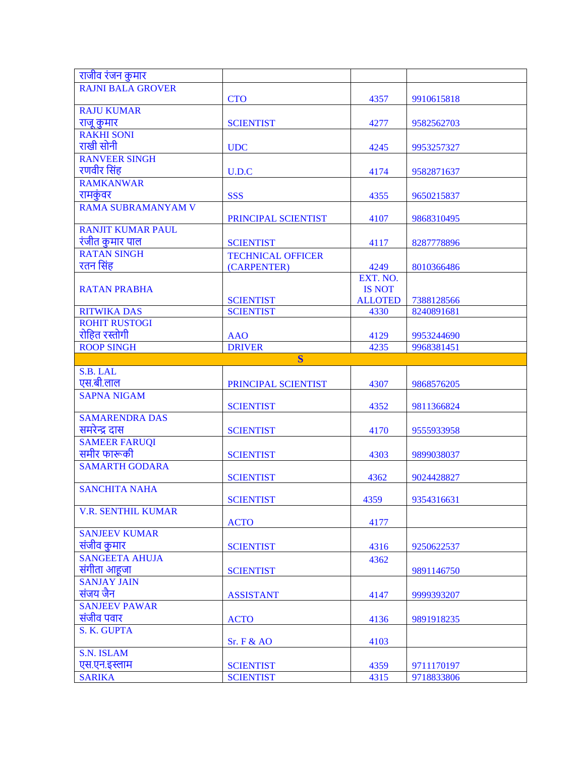| | | | |
|---|---|---|---|
| राजीव रंजन कुमार | | | |
| RAJNI BALA GROVER | CTO | 4357 | 9910615818 |
| RAJU KUMAR<br>राजू कुमार | SCIENTIST | 4277 | 9582562703 |
| RAKHI SONI<br>राखी सोनी | UDC | 4245 | 9953257327 |
| RANVEER SINGH<br>रणवीर सिंह | U.D.C | 4174 | 9582871637 |
| RAMKANWAR<br>रामकुंवर | SSS | 4355 | 9650215837 |
| RAMA SUBRAMANYAM V | PRINCIPAL SCIENTIST | 4107 | 9868310495 |
| RANJIT KUMAR PAUL<br>रंजीत कुमार पाल | SCIENTIST | 4117 | 8287778896 |
| RATAN SINGH<br>रतन सिंह | TECHNICAL OFFICER (CARPENTER) | 4249 | 8010366486 |
| RATAN PRABHA | SCIENTIST | EXT. NO. IS NOT ALLOTED | 7388128566 |
| RITWIKA DAS | SCIENTIST | 4330 | 8240891681 |
| ROHIT RUSTOGI<br>रोहित रस्तोगी | AAO | 4129 | 9953244690 |
| ROOP SINGH | DRIVER | 4235 | 9968381451 |
| **S** | | | |
| S.B. LAL<br>एस.बी.लाल | PRINCIPAL SCIENTIST | 4307 | 9868576205 |
| SAPNA NIGAM | SCIENTIST | 4352 | 9811366824 |
| SAMARENDRA DAS<br>समरेन्द्र दास | SCIENTIST | 4170 | 9555933958 |
| SAMEER FARUQI<br>समीर फारूकी | SCIENTIST | 4303 | 9899038037 |
| SAMARTH GODARA | SCIENTIST | 4362 | 9024428827 |
| SANCHITA NAHA | SCIENTIST | 4359 | 9354316631 |
| V.R. SENTHIL KUMAR | ACTO | 4177 | |
| SANJEEV KUMAR<br>संजीव कुमार | SCIENTIST | 4316 | 9250622537 |
| SANGEETA AHUJA<br>संगीता आहूजा | SCIENTIST | 4362 | 9891146750 |
| SANJAY JAIN<br>संजय जैन | ASSISTANT | 4147 | 9999393207 |
| SANJEEV PAWAR<br>संजीव पवार | ACTO | 4136 | 9891918235 |
| S. K. GUPTA | Sr. F & AO | 4103 | |
| S.N. ISLAM<br>एस.एन.इस्लाम | SCIENTIST | 4359 | 9711170197 |
| SARIKA | SCIENTIST | 4315 | 9718833806 |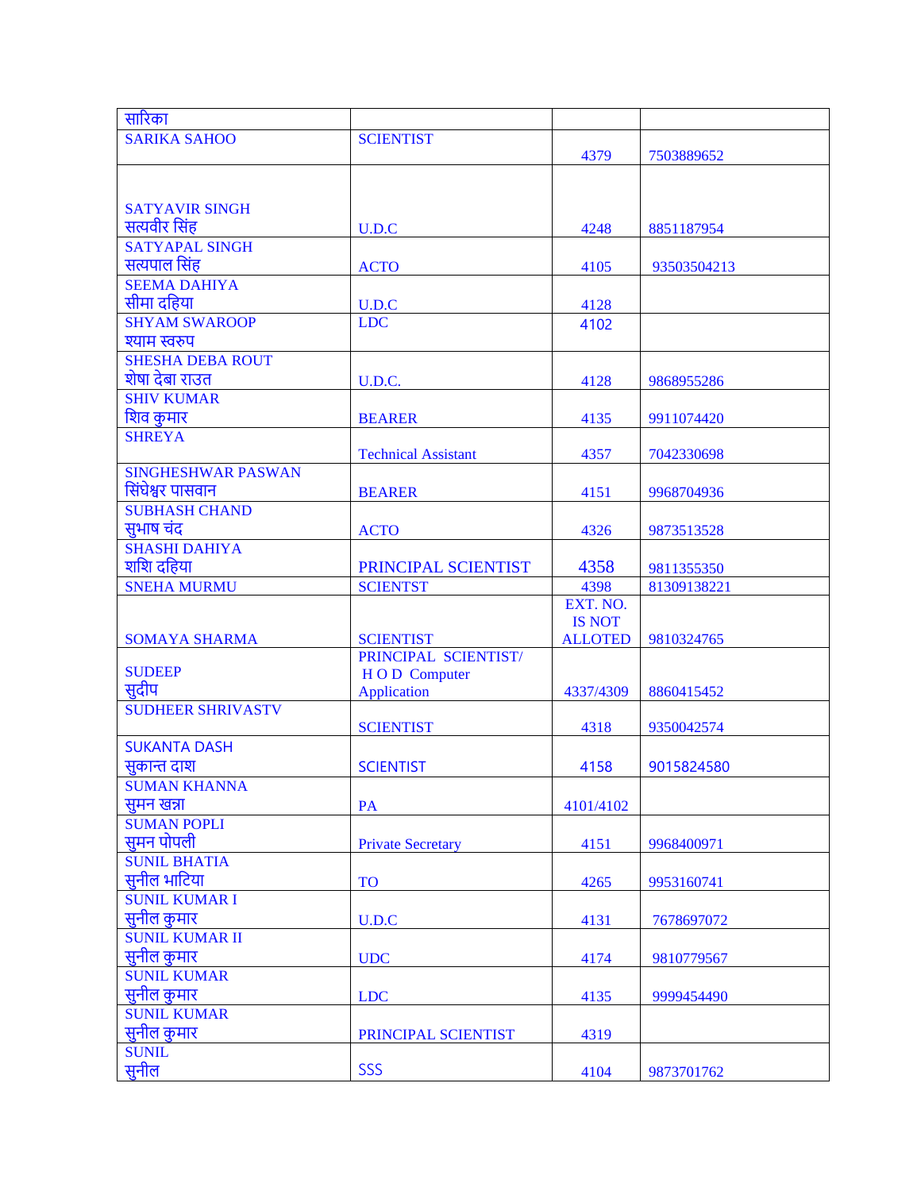| सारिका | | | |
|---|---|---|---|
| SARIKA SAHOO | SCIENTIST | 4379 | 7503889652 |
| SATYAVIR SINGH सत्यवीर सिंह | U.D.C | 4248 | 8851187954 |
| SATYAPAL SINGH सत्यपाल सिंह | ACTO | 4105 | 93503504213 |
| SEEMA DAHIYA सीमा दहिया | U.D.C | 4128 | |
| SHYAM SWAROOP श्याम स्वरुप | LDC | 4102 | |
| SHESHA DEBA ROUT शेषा देबा राउत | U.D.C. | 4128 | 9868955286 |
| SHIV KUMAR शिव कुमार | BEARER | 4135 | 9911074420 |
| SHREYA | Technical Assistant | 4357 | 7042330698 |
| SINGHESHWAR PASWAN सिंघेश्वर पासवान | BEARER | 4151 | 9968704936 |
| SUBHASH CHAND सुभाष चंद | ACTO | 4326 | 9873513528 |
| SHASHI DAHIYA शशि दहिया | PRINCIPAL SCIENTIST | 4358 | 9811355350 |
| SNEHA MURMU | SCIENTST | 4398 | 81309138221 |
| SOMAYA SHARMA | SCIENTIST | EXT. NO. IS NOT ALLOTED | 9810324765 |
| SUDEEP सुदीप | PRINCIPAL SCIENTIST/ H O D Computer Application | 4337/4309 | 8860415452 |
| SUDHEER SHRIVASTV | SCIENTIST | 4318 | 9350042574 |
| SUKANTA DASH सुकान्त दाश | SCIENTIST | 4158 | 9015824580 |
| SUMAN KHANNA सुमन खन्ना | PA | 4101/4102 | |
| SUMAN POPLI सुमन पोपली | Private Secretary | 4151 | 9968400971 |
| SUNIL BHATIA सुनील भाटिया | TO | 4265 | 9953160741 |
| SUNIL KUMAR I सुनील कुमार | U.D.C | 4131 | 7678697072 |
| SUNIL KUMAR II सुनील कुमार | UDC | 4174 | 9810779567 |
| SUNIL KUMAR सुनील कुमार | LDC | 4135 | 9999454490 |
| SUNIL KUMAR सुनील कुमार | PRINCIPAL SCIENTIST | 4319 | |
| SUNIL सुनील | SSS | 4104 | 9873701762 |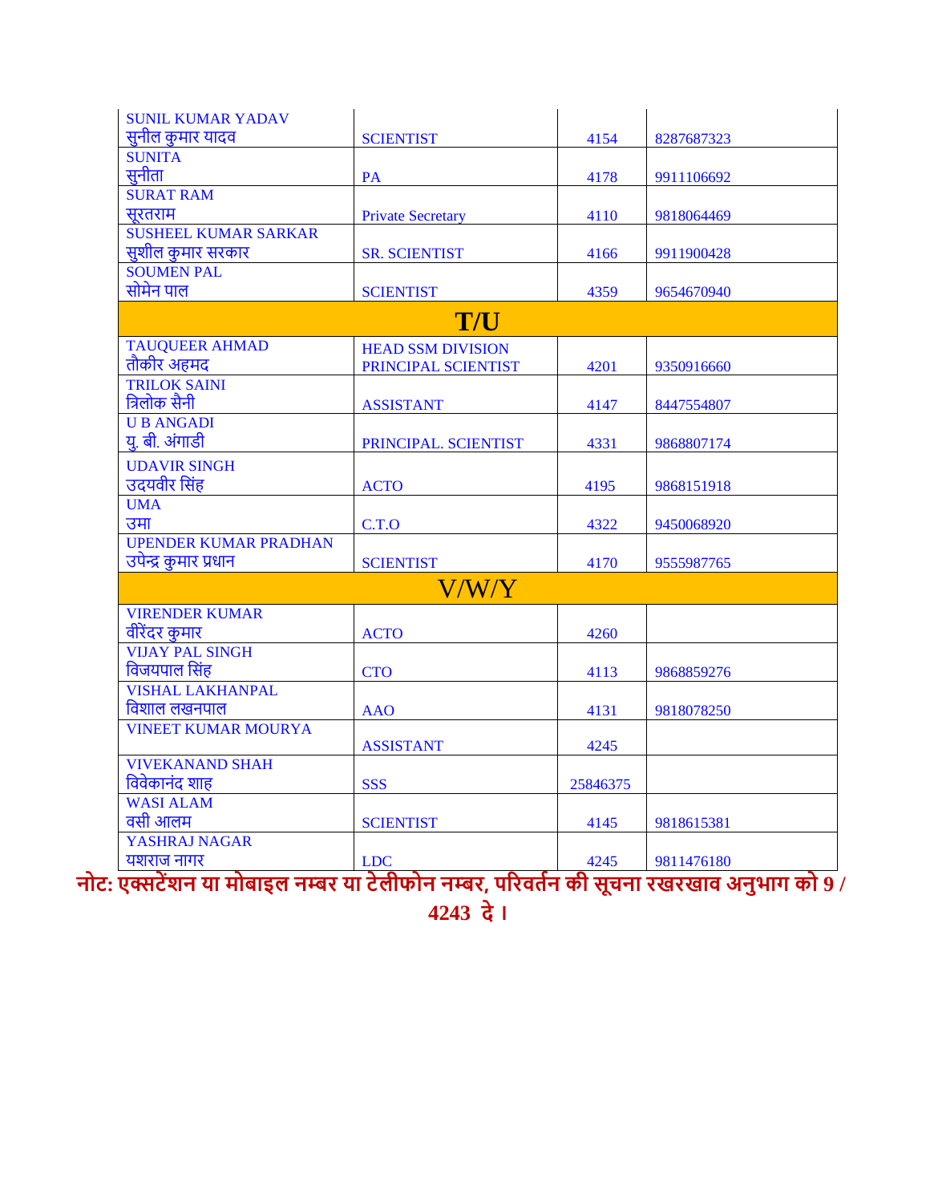| | | | |
|---|---|---|---|
| SUNIL KUMAR YADAV<br>सुनील कुमार यादव | SCIENTIST | 4154 | 8287687323 |
| SUNITA<br>सुनीता | PA | 4178 | 9911106692 |
| SURAT RAM<br>सूरतराम | Private Secretary | 4110 | 9818064469 |
| SUSHEEL KUMAR SARKAR<br>सुशील कुमार सरकार | SR. SCIENTIST | 4166 | 9911900428 |
| SOUMEN PAL<br>सोमेन पाल | SCIENTIST | 4359 | 9654670940 |
| **T/U** | | | |
| TAUQUEER AHMAD<br>तौकीर अहमद | HEAD SSM DIVISION<br>PRINCIPAL SCIENTIST | 4201 | 9350916660 |
| TRILOK SAINI<br>त्रिलोक सैनी | ASSISTANT | 4147 | 8447554807 |
| U B ANGADI<br>यु. बी. अंगाडी | PRINCIPAL. SCIENTIST | 4331 | 9868807174 |
| UDAVIR SINGH<br>उदयवीर सिंह | ACTO | 4195 | 9868151918 |
| UMA<br>उमा | C.T.O | 4322 | 9450068920 |
| UPENDER KUMAR PRADHAN<br>उपेन्द्र कुमार प्रधान | SCIENTIST | 4170 | 9555987765 |
| **V/W/Y** | | | |
| VIRENDER KUMAR<br>वीरेंदर कुमार | ACTO | 4260 | |
| VIJAY PAL SINGH<br>विजयपाल सिंह | CTO | 4113 | 9868859276 |
| VISHAL LAKHANPAL<br>विशाल लखनपाल | AAO | 4131 | 9818078250 |
| VINEET KUMAR MOURYA | ASSISTANT | 4245 | |
| VIVEKANAND SHAH<br>विवेकानंद शाह | SSS | 25846375 | |
| WASI ALAM<br>वसी आलम | SCIENTIST | 4145 | 9818615381 |
| YASHRAJ NAGAR<br>यशराज नागर | LDC | 4245 | 9811476180 |

**नोट: एक्सटेंशन या मोबाइल नम्बर या टेलीफोन नम्बर, परिवर्तन की सूचना रखरखाव अनुभाग को 9 / 4243 दे ।**